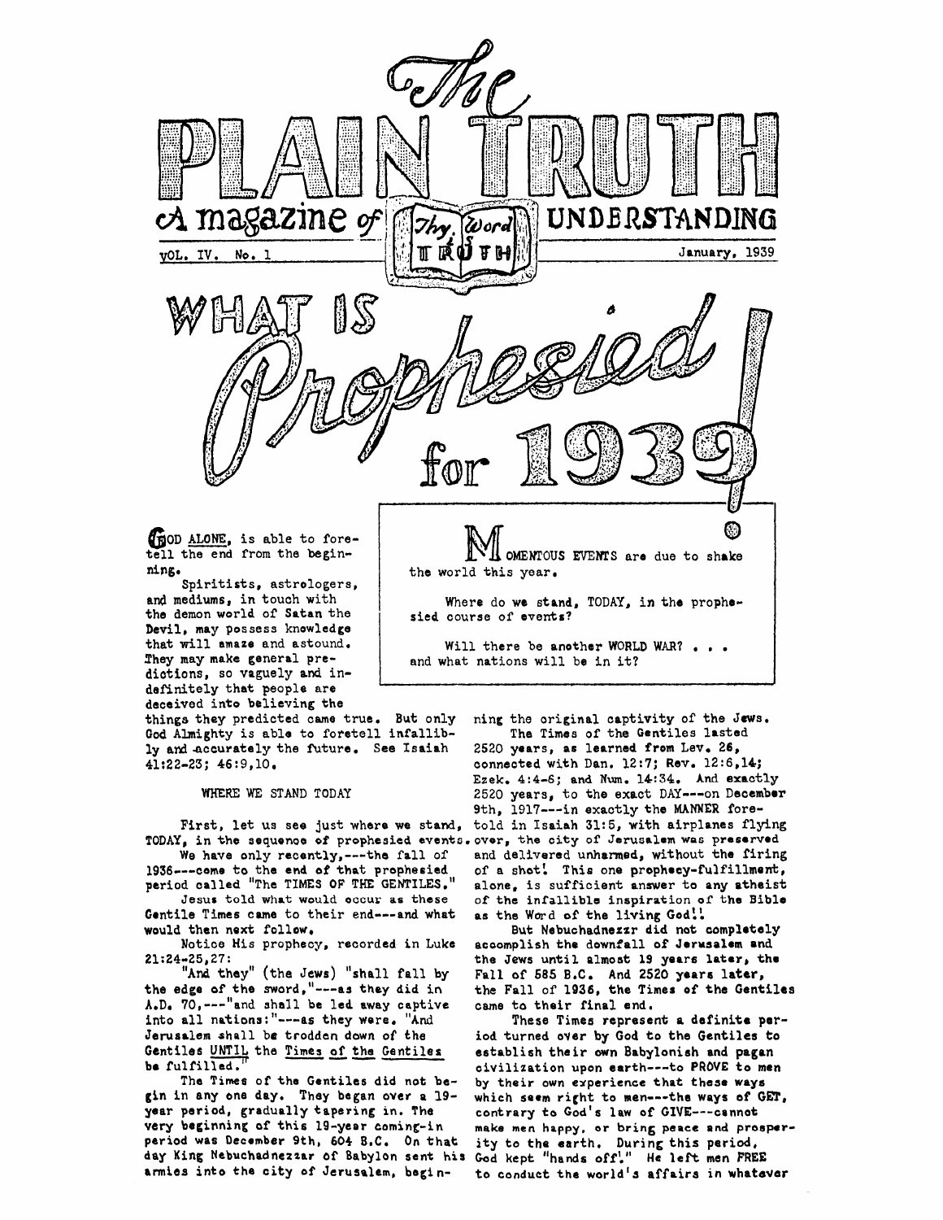# The PLAIN TRUTH

A magazine of UNDERSTANDING

Thy Word is TRUTH

VOL. IV. No. 1 — January, 1939

# WHAT IS Prophesied for 1939!

**MOMENTOUS EVENTS** are due to shake the world this year.

Where do we stand, TODAY, in the prophesied course of events?

Will there be another WORLD WAR? . . . and what nations will be in it?

**GOD ALONE**, is able to foretell the end from the beginning.

Spiritists, astrologers, and mediums, in touch with the demon world of Satan the Devil, may possess knowledge that will amaze and astound. They may make general predictions, so vaguely and indefinitely that people are deceived into believing the things they predicted came true. But only God Almighty is able to foretell infallibly and accurately the future. See Isaiah 41:22-23; 46:9,10.

## WHERE WE STAND TODAY

First, let us see just where we stand, TODAY, in the sequence of prophesied events.

We have only recently,---the fall of 1936---come to the end of that prophesied period called "The TIMES OF THE GENTILES."

Jesus told what would occur as these Gentile Times came to their end---and what would then next follow.

Notice His prophecy, recorded in Luke 21:24-25,27:

"And they" (the Jews) "shall fall by the edge of the sword,"---as they did in A.D. 70,---"and shall be led away captive into all nations:"---as they were. "And Jerusalem shall be trodden down of the Gentiles UNTIL the Times of the Gentiles be fulfilled."

The Times of the Gentiles did not begin in any one day. They began over a 19-year period, gradually tapering in. The very beginning of this 19-year coming-in period was December 9th, 604 B.C. On that day King Nebuchadnezzar of Babylon sent his armies into the city of Jerusalem, beginning the original captivity of the Jews.

The Times of the Gentiles lasted 2520 years, as learned from Lev. 26, connected with Dan. 12:7; Rev. 12:6,14; Ezek. 4:4-6; and Num. 14:34. And exactly 2520 years, to the exact DAY---on December 9th, 1917---in exactly the MANNER foretold in Isaiah 31:5, with airplanes flying over, the city of Jerusalem was preserved and delivered unharmed, without the firing of a shot! This one prophecy-fulfillment, alone, is sufficient answer to any atheist of the infallible inspiration of the Bible as the Word of the living God!!

But Nebuchadnezzr did not completely accomplish the downfall of Jerusalem and the Jews until almost 19 years later, the Fall of 585 B.C. And 2520 years later, the Fall of 1936, the Times of the Gentiles came to their final end.

These Times represent a definite period turned over by God to the Gentiles to establish their own Babylonish and pagan civilization upon earth---to PROVE to men by their own experience that these ways which seem right to men---the ways of GET, contrary to God's law of GIVE---cannot make men happy, or bring peace and prosperity to the earth. During this period, God kept "hands off!" He left men FREE to conduct the world's affairs in whatever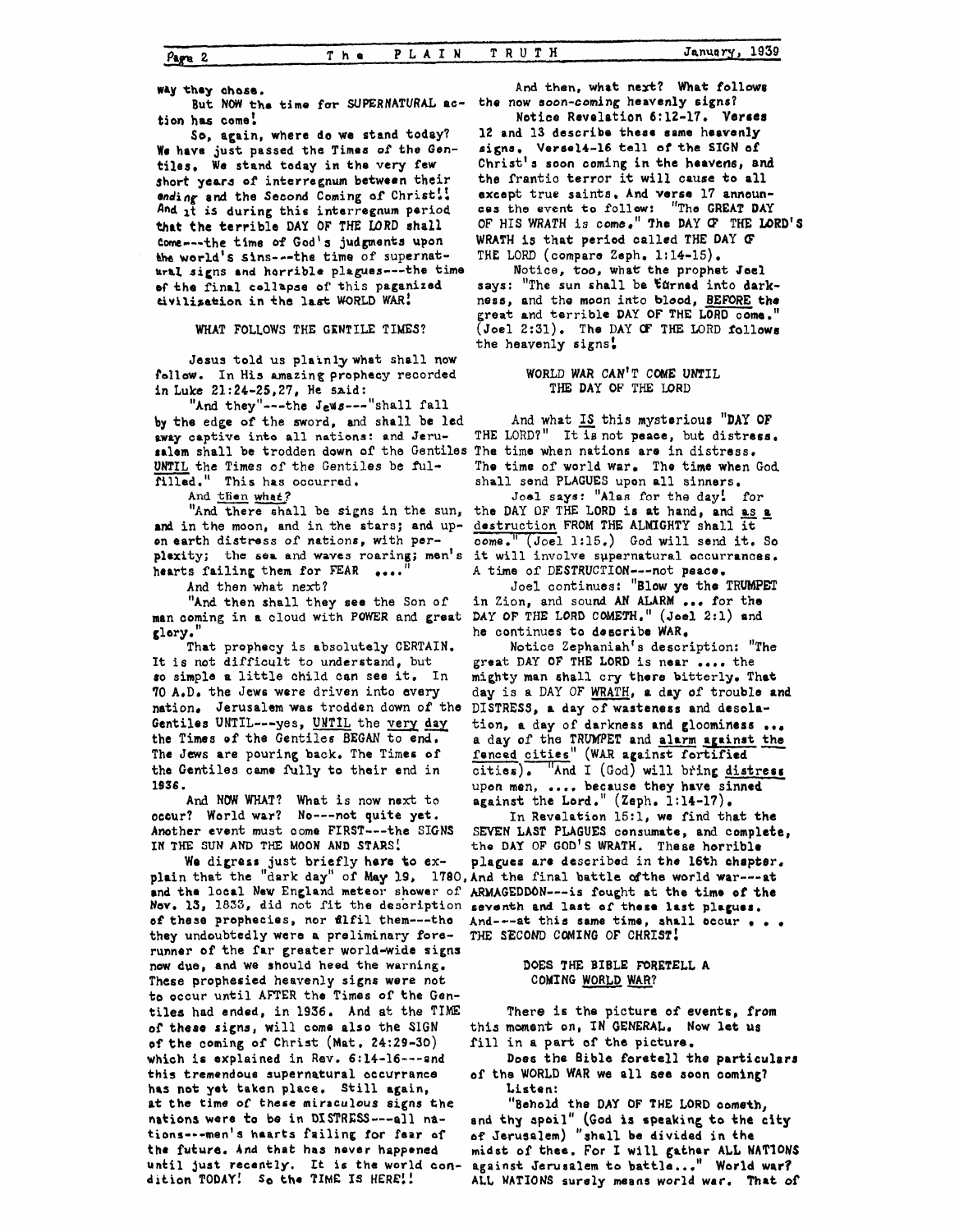way they chose.

But NOW the time for SUPERNATURAL action has come!

So, again, where do we stand today? We have just passed the Times of the Gentiles. We stand today in the very few short years of interregnum between their *ending* and the Second Coming of Christ!! And it is during this interregnum period that the terrible DAY OF THE LORD shall come---the time of God's judgments upon the world's sins---the time of supernatural signs and horrible plagues---the time of the final collapse of this paganized civilization in the last WORLD WAR!

### WHAT FOLLOWS THE GENTILE TIMES?

Jesus told us plainly what shall now follow. In His amazing prophecy recorded in Luke 21:24-25,27, He said:

"And they"---the Jews---"shall fall by the edge of the sword, and shall be led away captive into all nations: and Jerusalem shall be trodden down of the Gentiles UNTIL the Times of the Gentiles be fulfilled." This has occurred.

And then what?

"And there shall be signs in the sun, and in the moon, and in the stars; and upon earth distress of nations, with perplexity; the sea and waves roaring; men's hearts failing them for FEAR ...."

And then what next?

"And then shall they see the Son of man coming in a cloud with POWER and great glory."

That prophecy is absolutely CERTAIN. It is not difficult to understand, but so simple a little child can see it. In 70 A.D. the Jews were driven into every nation. Jerusalem was trodden down of the Gentiles UNTIL---yes, UNTIL the very day the Times of the Gentiles BEGAN to end. The Jews are pouring back. The Times of the Gentiles came fully to their end in 1936.

And NOW WHAT? What is now next to occur? World war? No---not quite yet. Another event must come FIRST---the SIGNS IN THE SUN AND THE MOON AND STARS!

We digress just briefly here to explain that the "dark day" of May 19, 1780, and the local New England meteor shower of Nov. 13, 1833, did not fit the description of these prophecies, nor fulfil them---tho they undoubtedly were a preliminary forerunner of the far greater world-wide signs now due, and we should heed the warning. These prophesied heavenly signs were not to occur until AFTER the Times of the Gentiles had ended, in 1936. And at the TIME of these signs, will come also the SIGN of the coming of Christ (Mat. 24:29-30) which is explained in Rev. 6:14-16---and this tremendous supernatural occurrance has not yet taken place. Still again, at the time of these miraculous signs the nations were to be in DISTRESS---all nations---men's hearts failing for fear of the future. And that has never happened until just recently. It is the world condition TODAY! So the TIME IS HERE!!

And then, what next? What follows the now soon-coming heavenly signs?

Notice Revelation 6:12-17. Verses 12 and 13 describe these same heavenly signs. Verse14-16 tell of the SIGN of Christ's soon coming in the heavens, and the frantic terror it will cause to all except true saints. And verse 17 announces the event to follow: "The GREAT DAY OF HIS WRATH is come." The DAY OF THE LORD'S WRATH is that period called THE DAY OF THE LORD (compare Zeph. 1:14-15).

Notice, too, what the prophet Joel says: "The sun shall be turned into darkness, and the moon into blood, BEFORE the great and terrible DAY OF THE LORD come." (Joel 2:31). The DAY OF THE LORD follows the heavenly signs!

### WORLD WAR CAN'T COME UNTIL THE DAY OF THE LORD

And what IS this mysterious "DAY OF THE LORD?" It is not peace, but distress. The time when nations are in distress. The time of world war. The time when God shall send PLAGUES upon all sinners.

Joel says: "Alas for the day! for the DAY OF THE LORD is at hand, and as a destruction FROM THE ALMIGHTY shall it come." (Joel 1:15.) God will send it. So it will involve supernatural occurrances. A time of DESTRUCTION---not peace.

Joel continues: "Blow ye the TRUMPET in Zion, and sound AN ALARM ... for the DAY OF THE LORD COMETH." (Joel 2:1) and he continues to describe WAR.

Notice Zephaniah's description: "The great DAY OF THE LORD is near .... the mighty man shall cry there bitterly. That day is a DAY OF WRATH, a day of trouble and DISTRESS, a day of wasteness and desolation, a day of darkness and gloominess ... a day of the TRUMPET and alarm against the fenced cities" (WAR against fortified cities). "And I (God) will bring distress upon men, .... because they have sinned against the Lord." (Zeph. 1:14-17).

In Revelation 15:1, we find that the SEVEN LAST PLAGUES consumate, and complete, the DAY OF GOD'S WRATH. These horrible plagues are described in the 16th chapter. And the final battle of the world war---at ARMAGEDDON---is fought at the time of the seventh and last of these last plagues. And---at this same time, shall occur . . . THE SECOND COMING OF CHRIST!

### DOES THE BIBLE FORETELL A COMING WORLD WAR?

There is the picture of events, from this moment on, IN GENERAL. Now let us fill in a part of the picture.

Does the Bible foretell the particulars of the WORLD WAR we all see soon coming? Listen:

"Behold the DAY OF THE LORD cometh, and thy spoil" (God is speaking to the city of Jerusalem) "shall be divided in the midst of thee. For I will gather ALL NATIONS against Jerusalem to battle..." World war? ALL NATIONS surely means world war. That of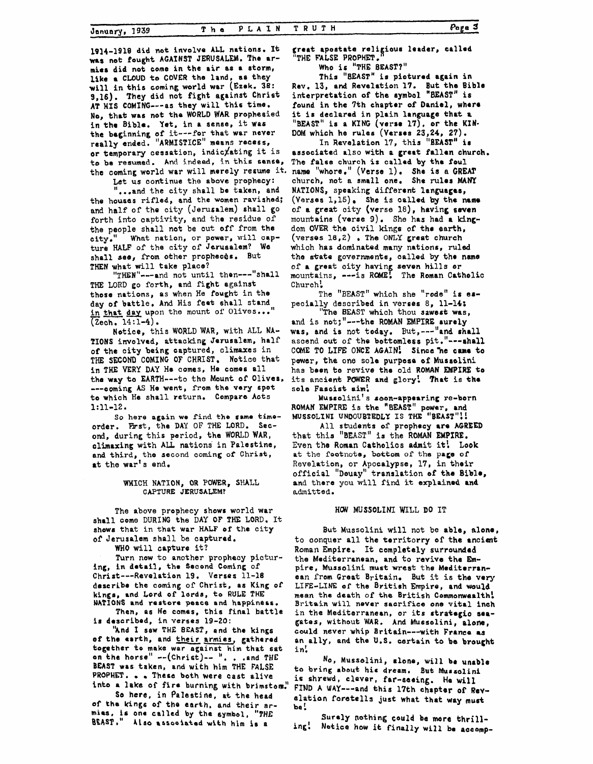1914-1918 did not involve ALL nations. It was not fought AGAINST JERUSALEM. The armies did not come in the air as a storm, like a CLOUD to COVER the land, as they will in this coming world war (Ezek. 38: 9,16). They did not fight against Christ AT HIS COMING---as they will this time. No, that was not the WORLD WAR prophesied in the Bible. Yet, in a sense, it was the beginning of it---for that war never really ended. "ARMISTICE" means recess, or temporary cessation, indicating it is to be resumed. And indeed, in this sense, the coming world war will merely resume it.

Let us continue the above prophecy:

"...and the city shall be taken, and the houses rifled, and the women ravished; and half of the city (Jerusalem) shall go forth into captivity, and the residue of the people shall not be cut off from the city." What nation, or power, will capture HALF of the city of Jerusalem? We shall see, from other prophecies. But THEN what will take place?

"THEN"---and not until then---"shall THE LORD go forth, and fight against those nations, as when He fought in the day of battle. And His feet shall stand in that day upon the mount of Olives..." (Zech. 14:1-4).

Notice, this WORLD WAR, with ALL NATIONS involved, attacking Jerusalem, half of the city being captured, climaxes in THE SECOND COMING OF CHRIST. Notice that in THE VERY DAY He comes, He comes all the way to EARTH---to the Mount of Olives, ---coming AS He went, from the very spot to which He shall return. Compare Acts 1:11-12.

So here again we find the same time-order. First, the DAY OF THE LORD. Second, during this period, the WORLD WAR, climaxing with ALL nations in Palestine, and third, the second coming of Christ, at the war's end.

WHICH NATION, OR POWER, SHALL CAPTURE JERUSALEM?

The above prophecy shows world war shall come DURING the DAY OF THE LORD. It shows that in that war HALF of the city of Jerusalem shall be captured.

WHO will capture it?

Turn now to another prophecy picturing, in detail, the Second Coming of Christ---Revelation 19. Verses 11-18 describe the coming of Christ, as King of kings, and Lord of lords, to RULE THE NATIONS and restore peace and happiness.

Then, as He comes, this final battle is described, in verses 19-20:

"And I saw THE BEAST, and the kings of the earth, and their armies, gathered together to make war against him that sat on the horse" --(Christ)-- ". . .and THE BEAST was taken, and with him THE FALSE PROPHET. . . These both were cast alive into a lake of fire burning with brimstone."

So here, in Palestine, at the head of the kings of the earth, and their armies, is one called by the symbol, "THE BEAST." Also associated with him is a great apostate religious leader, called "THE FALSE PROPHET."

Who is "THE BEAST?"

This "BEAST" is pictured again in Rev. 13, and Revelation 17. But the Bible interpretation of the symbol "BEAST" is found in the 7th chapter of Daniel, where it is declared in plain language that a "BEAST" is a KING (verse 17), or the KINDOM which he rules (Verses 23,24, 27).

In Revelation 17, this "BEAST" is associated also with a great fallen church. The false church is called by the foul name "whore." (Verse 1). She is a GREAT church, not a small one. She rules MANY NATIONS, speaking different languages, (Verses 1,15). She is called by the name of a great city (verse 18), having seven mountains (verse 9). She has had a kingdom OVER the civil kings of the earth, (verses 18,2) . The ONLY great church which has dominated many nations, ruled the state governments, called by the name of a great city having seven hills or mountains, ---is ROME! The Roman Catholic Church!

The "BEAST" which she "rode" is especially described in verses 8, 11-14:

"The BEAST which thou sawest was, and is not;"---the ROMAN EMPIRE surely was, and is not today. But,---"and shall ascend out of the bottomless pit."---shall COME TO LIFE ONCE AGAIN! Since he came to power, the one sole purpose of Mussolini has been to revive the old ROMAN EMPIRE to its ancient POWER and glory! That is the sole Fascist aim!

Mussolini's soon-appearing re-born ROMAN EMPIRE is the "BEAST" power, and MUSSOLINI UNDOUBTEDLY IS THE "BEAST"!!

All students of prophecy are AGREED that this "BEAST" is the ROMAN EMPIRE. Even the Roman Catholics admit it! Look at the footnote, bottom of the page of Revelation, or Apocalypse, 17, in their official "Douay" translation of the Bible, and there you will find it explained and admitted.

HOW MUSSOLINI WILL DO IT

But Mussolini will not be able, alone, to conquer all the territorry of the ancient Roman Empire. It completely surrounded the Mediterranean, and to revive the Empire, Mussolini must wrest the Mediterranean from Great Britain. But it is the very LIFE-LINE of the British Empire, and would mean the death of the British Commonwealth! Britain will never sacrifice one vital inch in the Mediterranean, or its strategic seagates, without WAR. And Mussolini, alone, could never whip Britain---with France as an ally, and the U.S. certain to be brought in!

No, Mussolini, alone, will be unable to bring about his dream. But Mussolini is shrewd, clever, far-seeing. He will FIND A WAY---and this 17th chapter of Revelation foretells just what that way must be!

Surely nothing could be more thrilling! Notice how it finally will be accomp-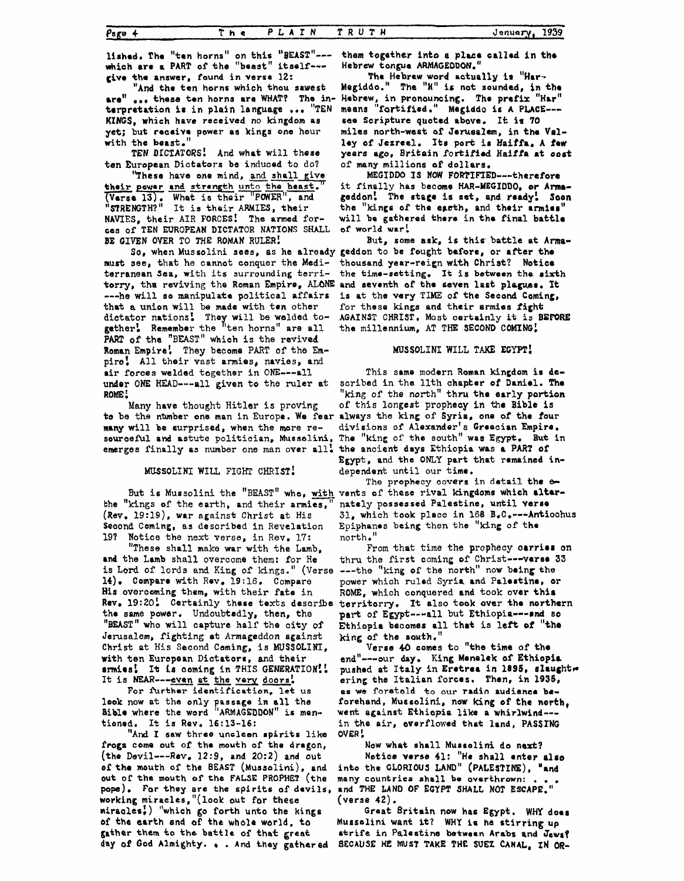lished. The "ten horns" on this "BEAST"--- which are a PART of the "beast" itself--- give the answer, found in verse 12:

"And the ten horns which thou sawest are" ... these ten horns are WHAT? The interpretation is in plain language ... "TEN KINGS, which have received no kingdom as yet; but receive power as kings one hour with the beast."

TEN DICTATORS! And what will these ten European Dictators be induced to do?

"These have one mind, and shall give their power and strength unto the beast." (Verse 13). What is their "POWER", and "STRENGTH?" It is their ARMIES, their NAVIES, their AIR FORCES! The armed forces of TEN EUROPEAN DICTATOR NATIONS SHALL BE GIVEN OVER TO THE ROMAN RULER!

So, when Mussolini sees, as he already must see, that he cannot conquer the Mediterranean Sea, with its surrounding territorry, the reviving the Roman Empire, ALONE ---he will so manipulate political affairs that a union will be made with ten other dictator nations! They will be welded together! Remember the "ten horns" are all PART of the "BEAST" which is the revived Roman Empire! They become PART of the Empire! All their vast armies, navies, and air forces welded together in ONE---all under ONE HEAD---all given to the ruler at ROME!

Many have thought Hitler is proving to be the number one man in Europe. We fear many will be surprised, when the more resourceful and astute politician, Mussolini, emerges finally as number one man over all!

## MUSSOLINI WILL FIGHT CHRIST!

But is Mussolini the "BEAST" who, with the "kings of the earth, and their armies," (Rev. 19:19), war against Christ at His Second Coming, as described in Revelation 19? Notice the next verse, in Rev. 17:

"These shall make war with the Lamb, and the Lamb shall overcome them: for He is Lord of lords and King of kings." (Verse 14). Compare with Rev. 19:16. Compare His overcoming them, with their fate in Rev. 19:20! Certainly these texts describe the same power. Undoubtedly, then, the "BEAST" who will capture half the city of Jerusalem, fighting at Armageddon against Christ at His Second Coming, is MUSSOLINI, with ten European Dictators, and their armies! It is coming in THIS GENERATION!! It is NEAR---even at the very doors!

For further identification, let us look now at the only passage in all the Bible where the word "ARMAGEDDON" is mentioned. It is Rev. 16:13-16:

"And I saw three unclean spirits like frogs come out of the mouth of the dragon, (the Devil---Rev. 12:9, and 20:2) and out of the mouth of the BEAST (Mussolini), and out of the mouth of the FALSE PROPHET (the pope). For they are the spirits of devils, working miracles,"(look out for these miracles!) "which go forth unto the kings of the earth and of the whole world, to gather them to the battle of that great day of God Almighty. . . And they gathered them together into a place called in the Hebrew tongue ARMAGEDDON."

The Hebrew word actually is "Har-Megiddo." The "H" is not sounded, in the Hebrew, in pronouncing. The prefix "Har" means "fortified." Megiddo is A PLACE--- see Scripture quoted above. It is 70 miles north-west of Jerusalem, in the Valley of Jezreel. Its port is Haiffa. A few years ago, Britain fortified Haiffa at cost of many millions of dollars.

MEGIDDO IS NOW FORTIFIED---therefore it finally has become HAR-MEGIDDO, or Armageddon! The stage is set, and ready! Soon the "kings of the earth, and their armies" will be gathered there in the final battle of world war!

But, some ask, is this battle at Armageddon to be fought before, or after the thousand year-reign with Christ? Notice the time-setting. It is between the sixth and seventh of the seven last plagues. It is at the very TIME of the Second Coming, for these kings and their armies fight AGAINST CHRIST. Most certainly it is BEFORE the millennium, AT THE SECOND COMING!

## MUSSOLINI WILL TAKE EGYPT!

This same modern Roman kingdom is described in the 11th chapter of Daniel. The "king of the north" thru the early portion of this longest prophecy in the Bible is always the king of Syria, one of the four divisions of Alexander's Greecian Empire. The "king of the south" was Egypt. But in the ancient days Ethiopia was a PART of Egypt, and the ONLY part that remained independent until our time.

The prophecy covers in detail the events of these rival kingdoms which alternately possessed Palestine, until verse 31, which took place in 168 B.C.---Antiochus Epiphanes being then the "king of the north."

From that time the prophecy carries on thru the first coming of Christ---verse 33 ---the "king of the north" now being the power which ruled Syria and Palestine, or ROME, which conquered and took over this territorry. It also took over the northern part of Egypt---all but Ethiopia---and so Ethiopia becomes all that is left of "the king of the south."

Verse 40 comes to "the time of the end"---our day. King Menelek of Ethiopia pushed at Italy in Eretrea in 1895, slaughtering the Italian forces. Then, in 1935, as we foretold to our radio audience beforehand, Mussolini, now king of the north, went against Ethiopia like a whirlwind--- in the air, overflowed that land, PASSING OVER!

Now what shall Mussolini do next?

Notice verse 41: "He shall enter also into the GLORIOUS LAND" (PALESTINE), "and many countries shall be overthrown: . . . and THE LAND OF EGYPT SHALL NOT ESCAPE." (verse 42).

Great Britain now has Egypt. WHY does Mussolini want it? WHY is he stirring up strife in Palestine between Arabs and Jews? BECAUSE HE MUST TAKE THE SUEZ CANAL, IN OR-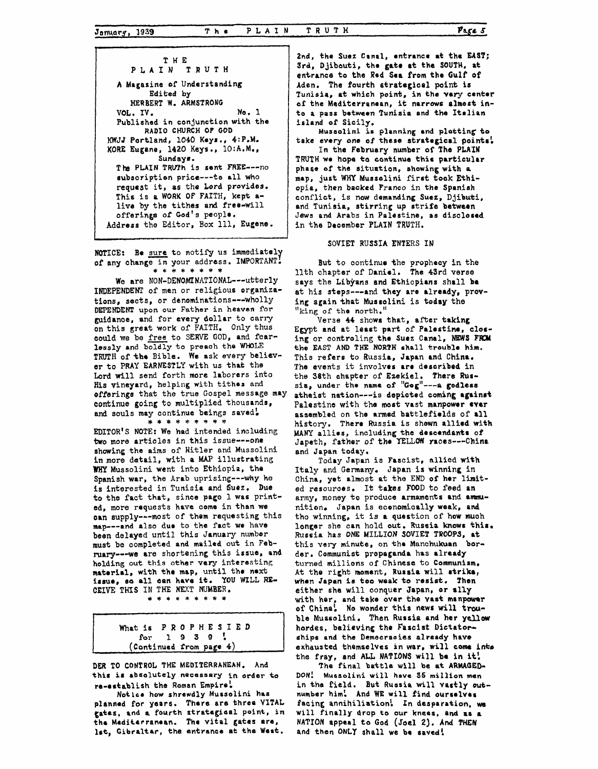THE
PLAIN TRUTH

A Magazine of Understanding
Edited by
HERBERT W. ARMSTRONG
VOL. IV. No. 1
Published in conjunction with the
RADIO CHURCH OF GOD
KWJJ Portland, 1040 Keys., 4:P.M.
KORE Eugene, 1420 Keys., 10:A.M.,
Sundays.
The PLAIN TRUTH is sent FREE---no subscription price---to all who request it, as the Lord provides. This is a WORK OF FAITH, kept alive by the tithes and free-will offerings of God's people.
Address the Editor, Box 111, Eugene.

NOTICE: Be sure to notify us immediately of any change in your address. IMPORTANT!

\* \* \* \* \* \* \* \*

We are NON-DENOMINATIONAL---utterly INDEPENDENT of men or religious organizations, sects, or denominations---wholly DEPENDENT upon our Father in heaven for guidance, and for every dollar to carry on this great work of FAITH. Only thus could we be free to SERVE GOD, and fearlessly and boldly to preach the WHOLE TRUTH of the Bible. We ask every believer to PRAY EARNESTLY with us that the Lord will send forth more laborers into His vineyard, helping with tithes and offerings that the true Gospel message may continue going to multiplied thousands, and souls may continue beings saved!

\* \* \* \* \* \* \* \* \*

EDITOR'S NOTE: We had intended including two more articles in this issue---one showing the aims of Hitler and Mussolini in more detail, with a MAP illustrating WHY Mussolini went into Ethiopia, the Spanish war, the Arab uprising---why he is interested in Tunisia and Suez. Due to the fact that, since page 1 was printed, more requests have come in than we can supply---most of them requesting this map---and also due to the fact we have been delayed until this January number must be completed and mailed out in February---we are shortening this issue, and holding out this other very interesting material, with the map, until the next issue, so all can have it. YOU WILL RECEIVE THIS IN THE NEXT NUMBER.

\* \* \* \* \* \* \* \* \*

What is PROPHESIED for 1939!
(Continued from page 4)

DER TO CONTROL THE MEDITERRANEAN. And this is absolutely necessary in order to re-establish the Roman Empire!

Notice how shrewdly Mussolini has planned for years. There are three VITAL gates, and a fourth strategical point, in the Mediterranean. The vital gates are, 1st, Gibraltar, the entrance at the West. 2nd, the Suez Canal, entrance at the EAST; 3rd, Djibouti, the gate at the SOUTH, at entrance to the Red Sea from the Gulf of Aden. The fourth strategical point is Tunisia, at which point, in the very center of the Mediterranean, it narrows almost into a pass between Tunisia and the Italian island of Sicily.

Mussolini is planning and plotting to take every one of these strategical points!

In the February number of The PLAIN TRUTH we hope to continue this particular phase of the situation, showing with a map, just WHY Mussolini first took Ethiopia, then backed Franco in the Spanish conflict, is now demanding Suez, Djibuti, and Tunisia, stirring up strife between Jews and Arabs in Palestine, as disclosed in the December PLAIN TRUTH.

## SOVIET RUSSIA ENTERS IN

But to continue the prophecy in the 11th chapter of Daniel. The 43rd verse says the Libyans and Ethiopians shall be at his steps---and they are already, proving again that Mussolini is today the "king of the north."

Verse 44 shows that, after taking Egypt and at least part of Palestine, closing or controling the Suez Canal, NEWS FROM the EAST AND THE NORTH shall trouble him. This refers to Russia, Japan and China. The events it involves are described in the 38th chapter of Ezekiel. There Russia, under the name of "Gog"---a godless atheist nation---is depicted coming against Palestine with the most vast manpower ever assembled on the armed battlefields of all history. There Russia is shown allied with MANY allies, including the descendants of Japeth, father of the YELLOW races---China and Japan today.

Today Japan is Fascist, allied with Italy and Germany. Japan is winning in China, yet almost at the END of her limited resources. It takes FOOD to feed an army, money to produce armaments and ammunition. Japan is economically weak, and tho winning, it is a question of how much longer she can hold out. Russia knows this. Russia has ONE MILLION SOVIET TROOPS, at this very minute, on the Manchukuan border. Communist propaganda has already turned millions of Chinese to Communism. At the right moment, Russia will strike, when Japan is too weak to resist. Then either she will conquer Japan, or ally with her, and take over the vast manpower of China! No wonder this news will trouble Mussolini. Then Russia and her yellow hordes, believing the Fascist Dictatorships and the Democracies already have exhausted themselves in war, will come into the fray, and ALL NATIONS will be in it!

The final battle will be at ARMAGEDDON! Mussolini will have 35 million men in the field. But Russia will vastly outnumber him! And WE will find ourselves facing annihiliation! In desparation, we will finally drop to our knees, and as a NATION appeal to God (Joel 2). And THEN and then ONLY shall we be saved!